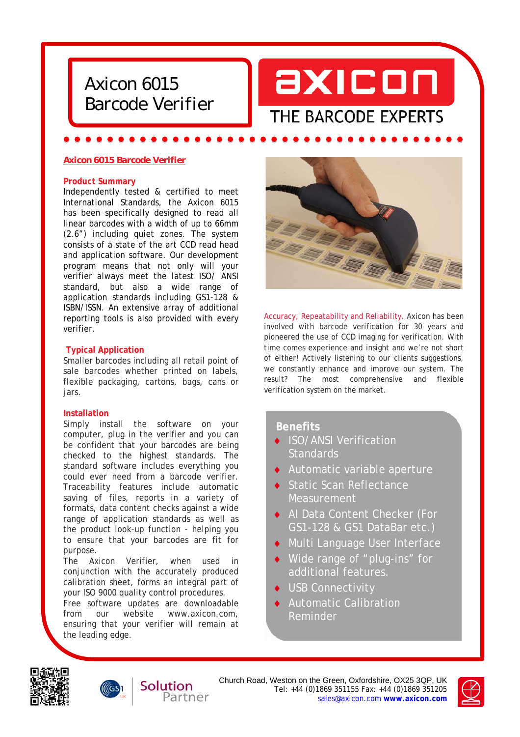# Axicon 6015 Barcode Verifier

axicon

THE BARCODE EXPERTS

## Axicon 6015 Barcode Verifier

### Product Summary

Independently tested & certified to meet International Standards, the Axicon 6015 has been specifically designed to read all linear barcodes with a width of up to 66mm (2.6”) including quiet zones. The system consists of a state of the art CCD read head and application software. Our development program means that not only will your verifier always meet the latest ISO/ ANSI standard, but also a wide range of application standards including GS1-128 & ISBN/ISSN. An extensive array of additional reporting tools is also provided with every verifier.

### Typical Application

Smaller barcodes including all retail point of sale barcodes whether printed on labels, flexible packaging, cartons, bags, cans or jars.

### Installation

Simply install the software on your computer, plug in the verifier and you can be confident that your barcodes are being checked to the highest standards. The standard software includes everything you could ever need from a barcode verifier. Traceability features include automatic saving of files, reports in a variety of formats, data content checks against a wide range of application standards as well as the product look-up function - helping you to ensure that your barcodes are fit for purpose.

The Axicon Verifier, when used in conjunction with the accurately produced calibration sheet, forms an integral part of your ISO 9000 quality control procedures.

Free software updates are downloadable from our website www.axicon.com, ensuring that your verifier will remain at the leading edge.

Accuracy, Repeatability and Reliability. Axicon has been involved with barcode verification for 30 years and pioneered the use of CCD imaging for verification. With time comes experience and insight and we’re not short of either! Actively listening to our clients suggestions, we constantly enhance and improve our system. The result? The most comprehensive and flexible verification system on the market.

### Benefits

- ISO/ANSI Verification Standards
- Automatic variable aperture
- Static Scan Reflectance Measurement
- AI Data Content Checker (For GS1-128 & GS1 DataBar etc.)
- Multi Language User Interface
- Wide range of “plug-ins” for additional features.
- USB Connectivity
- Automatic Calibration Reminder

GS1 UK Solution Partner

Church Road, Weston on the Green, Oxfordshire, OX25 3QP, UK
Tel: +44 (0)1869 351155 Fax: +44 (0)1869 351205
sales@axicon.com **www.axicon.com**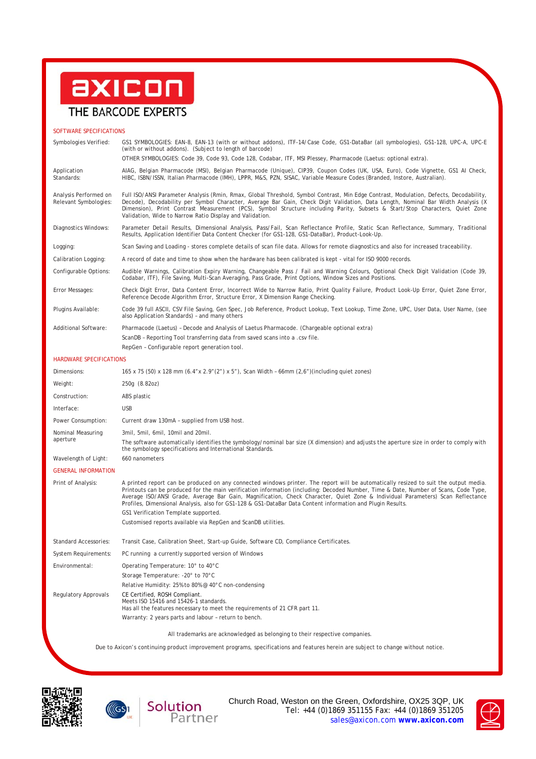**axicon**

THE BARCODE EXPERTS

## SOFTWARE SPECIFICATIONS

| | |
|---|---|
| Symbologies Verified: | GS1 SYMBOLOGIES: EAN-8, EAN-13 (with or without addons), ITF-14/Case Code, GS1-DataBar (all symbologies), GS1-128, UPC-A, UPC-E (with or without addons). (Subject to length of barcode) OTHER SYMBOLOGIES: Code 39, Code 93, Code 128, Codabar, ITF, MSI Plessey, Pharmacode (Laetus: optional extra). |
| Application Standards: | AIAG, Belgian Pharmacode (MSI), Belgian Pharmacode (Unique), CIP39, Coupon Codes (UK, USA, Euro), Code Vignette, GS1 AI Check, HIBC, ISBN/ISSN, Italian Pharmacode (IMH), LPPR, M&S, PZN, SISAC, Variable Measure Codes (Branded, Instore, Australian). |
| Analysis Performed on Relevant Symbologies: | Full ISO/ANSI Parameter Analysis (Rmin, Rmax, Global Threshold, Symbol Contrast, Min Edge Contrast, Modulation, Defects, Decodability, Decode), Decodability per Symbol Character, Average Bar Gain, Check Digit Validation, Data Length, Nominal Bar Width Analysis (X Dimension), Print Contrast Measurement (PCS), Symbol Structure including Parity, Subsets & Start/Stop Characters, Quiet Zone Validation, Wide to Narrow Ratio Display and Validation. |
| Diagnostics Windows: | Parameter Detail Results, Dimensional Analysis, Pass/Fail, Scan Reflectance Profile, Static Scan Reflectance, Summary, Traditional Results, Application Identifier Data Content Checker (for GS1-128, GS1-DataBar), Product-Look-Up. |
| Logging: | Scan Saving and Loading - stores complete details of scan file data. Allows for remote diagnostics and also for increased traceability. |
| Calibration Logging: | A record of date and time to show when the hardware has been calibrated is kept - vital for ISO 9000 records. |
| Configurable Options: | Audible Warnings, Calibration Expiry Warning, Changeable Pass / Fail and Warning Colours, Optional Check Digit Validation (Code 39, Codabar, ITF), File Saving, Multi-Scan Averaging, Pass Grade, Print Options, Window Sizes and Positions. |
| Error Messages: | Check Digit Error, Data Content Error, Incorrect Wide to Narrow Ratio, Print Quality Failure, Product Look-Up Error, Quiet Zone Error, Reference Decode Algorithm Error, Structure Error, X Dimension Range Checking. |
| Plugins Available: | Code 39 full ASCII, CSV File Saving, Gen Spec, Job Reference, Product Lookup, Text Lookup, Time Zone, UPC, User Data, User Name, (see also Application Standards) – and many others |
| Additional Software: | Pharmacode (Laetus) – Decode and Analysis of Laetus Pharmacode. (Chargeable optional extra) ScanDB – Reporting Tool transferring data from saved scans into a .csv file. RepGen – Configurable report generation tool. |

## HARDWARE SPECIFICATIONS

| | |
|---|---|
| Dimensions: | 165 x 75 (50) x 128 mm (6.4"x 2.9"(2") x 5"), Scan Width – 66mm (2,6")(including quiet zones) |
| Weight: | 250g (8.82oz) |
| Construction: | ABS plastic |
| Interface: | USB |
| Power Consumption: | Current draw 130mA – supplied from USB host. |
| Nominal Measuring aperture | 3mil, 5mil, 6mil, 10mil and 20mil. The software automatically identifies the symbology/nominal bar size (X dimension) and adjusts the aperture size in order to comply with the symbology specifications and International Standards. |
| Wavelength of Light: | 660 nanometers |

## GENERAL INFORMATION

| | |
|---|---|
| Print of Analysis: | A printed report can be produced on any connected windows printer. The report will be automatically resized to suit the output media. Printouts can be produced for the main verification information (including: Decoded Number, Time & Date, Number of Scans, Code Type, Average ISO/ANSI Grade, Average Bar Gain, Magnification, Check Character, Quiet Zone & Individual Parameters) Scan Reflectance Profiles, Dimensional Analysis, also for GS1-128 & GS1-DataBar Data Content information and Plugin Results. GS1 Verification Template supported. Customised reports available via RepGen and ScanDB utilities. |
| Standard Accessories: | Transit Case, Calibration Sheet, Start-up Guide, Software CD, Compliance Certificates. |
| System Requirements: | PC running a currently supported version of Windows |
| Environmental: | Operating Temperature: 10° to 40°C Storage Temperature: -20° to 70°C Relative Humidity: 25% to 80% @ 40°C non-condensing |
| Regulatory Approvals | CE Certified, ROSH Compliant. Meets ISO 15416 and 15426-1 standards. Has all the features necessary to meet the requirements of 21 CFR part 11. Warranty: 2 years parts and labour – return to bench. |

All trademarks are acknowledged as belonging to their respective companies.

Due to Axicon's continuing product improvement programs, specifications and features herein are subject to change without notice.

GS1 UK Solution Partner

Church Road, Weston on the Green, Oxfordshire, OX25 3QP, UK
Tel: +44 (0)1869 351155 Fax: +44 (0)1869 351205
sales@axicon.com **www.axicon.com**